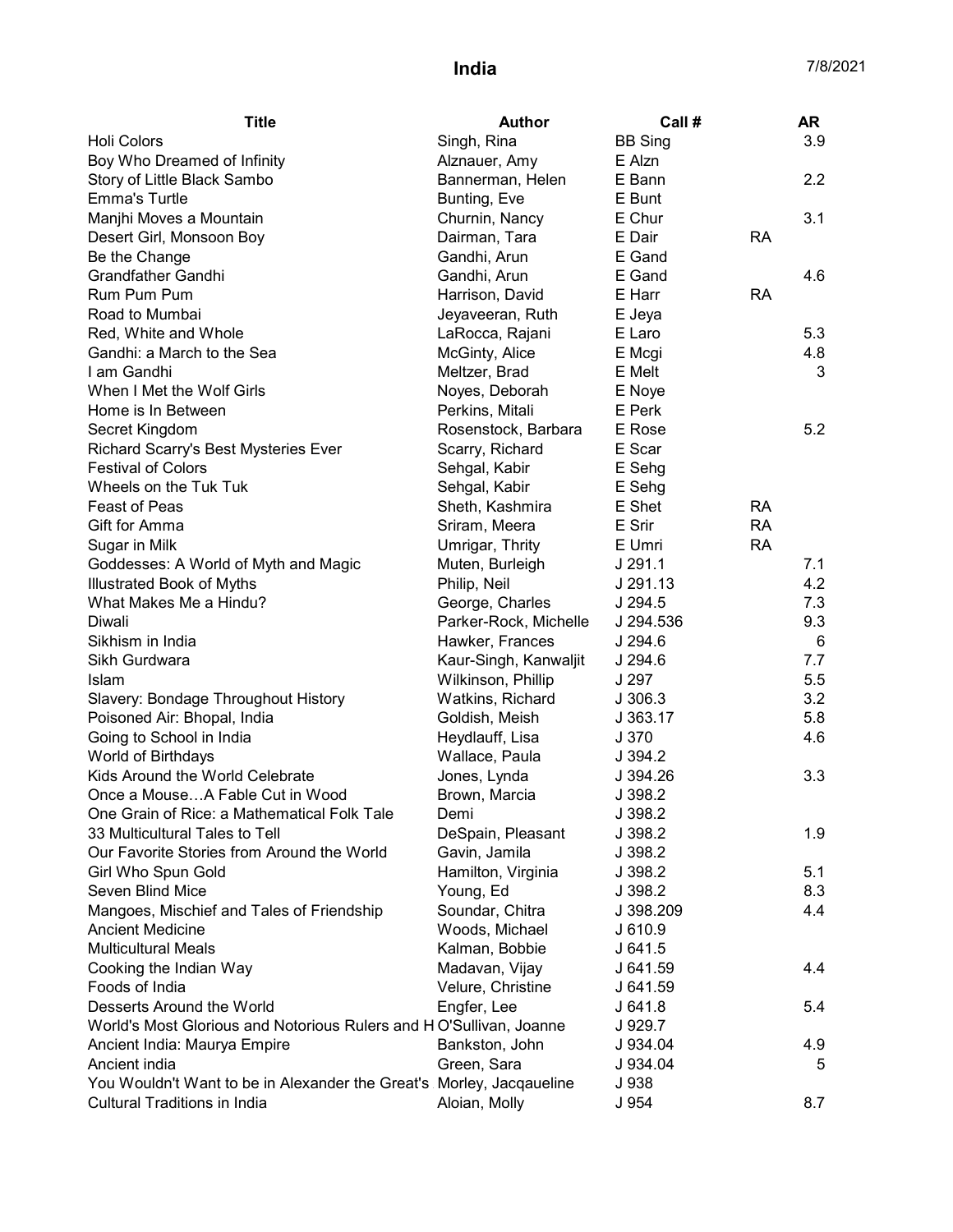# India

7/8/2021

| Title | Author | Call # | | AR |
|---|---|---|---|---|
| Holi Colors | Singh, Rina | BB Sing | | 3.9 |
| Boy Who Dreamed of Infinity | Alznauer, Amy | E Alzn | | |
| Story of Little Black Sambo | Bannerman, Helen | E Bann | | 2.2 |
| Emma's Turtle | Bunting, Eve | E Bunt | | |
| Manjhi Moves a Mountain | Churnin, Nancy | E Chur | | 3.1 |
| Desert Girl, Monsoon Boy | Dairman, Tara | E Dair | RA | |
| Be the Change | Gandhi, Arun | E Gand | | |
| Grandfather Gandhi | Gandhi, Arun | E Gand | | 4.6 |
| Rum Pum Pum | Harrison, David | E Harr | RA | |
| Road to Mumbai | Jeyaveeran, Ruth | E Jeya | | |
| Red, White and Whole | LaRocca, Rajani | E Laro | | 5.3 |
| Gandhi: a March to the Sea | McGinty, Alice | E Mcgi | | 4.8 |
| I am Gandhi | Meltzer, Brad | E Melt | | 3 |
| When I Met the Wolf Girls | Noyes, Deborah | E Noye | | |
| Home is In Between | Perkins, Mitali | E Perk | | |
| Secret Kingdom | Rosenstock, Barbara | E Rose | | 5.2 |
| Richard Scarry's Best Mysteries Ever | Scarry, Richard | E Scar | | |
| Festival of Colors | Sehgal, Kabir | E Sehg | | |
| Wheels on the Tuk Tuk | Sehgal, Kabir | E Sehg | | |
| Feast of Peas | Sheth, Kashmira | E Shet | RA | |
| Gift for Amma | Sriram, Meera | E Srir | RA | |
| Sugar in Milk | Umrigar, Thrity | E Umri | RA | |
| Goddesses: A World of Myth and Magic | Muten, Burleigh | J 291.1 | | 7.1 |
| Illustrated Book of Myths | Philip, Neil | J 291.13 | | 4.2 |
| What Makes Me a Hindu? | George, Charles | J 294.5 | | 7.3 |
| Diwali | Parker-Rock, Michelle | J 294.536 | | 9.3 |
| Sikhism in India | Hawker, Frances | J 294.6 | | 6 |
| Sikh Gurdwara | Kaur-Singh, Kanwaljit | J 294.6 | | 7.7 |
| Islam | Wilkinson, Phillip | J 297 | | 5.5 |
| Slavery: Bondage Throughout History | Watkins, Richard | J 306.3 | | 3.2 |
| Poisoned Air: Bhopal, India | Goldish, Meish | J 363.17 | | 5.8 |
| Going to School in India | Heydlauff, Lisa | J 370 | | 4.6 |
| World of Birthdays | Wallace, Paula | J 394.2 | | |
| Kids Around the World Celebrate | Jones, Lynda | J 394.26 | | 3.3 |
| Once a Mouse…A Fable Cut in Wood | Brown, Marcia | J 398.2 | | |
| One Grain of Rice: a Mathematical Folk Tale | Demi | J 398.2 | | |
| 33 Multicultural Tales to Tell | DeSpain, Pleasant | J 398.2 | | 1.9 |
| Our Favorite Stories from Around the World | Gavin, Jamila | J 398.2 | | |
| Girl Who Spun Gold | Hamilton, Virginia | J 398.2 | | 5.1 |
| Seven Blind Mice | Young, Ed | J 398.2 | | 8.3 |
| Mangoes, Mischief and Tales of Friendship | Soundar, Chitra | J 398.209 | | 4.4 |
| Ancient Medicine | Woods, Michael | J 610.9 | | |
| Multicultural Meals | Kalman, Bobbie | J 641.5 | | |
| Cooking the Indian Way | Madavan, Vijay | J 641.59 | | 4.4 |
| Foods of India | Velure, Christine | J 641.59 | | |
| Desserts Around the World | Engfer, Lee | J 641.8 | | 5.4 |
| World's Most Glorious and Notorious Rulers and H | O'Sullivan, Joanne | J 929.7 | | |
| Ancient India: Maurya Empire | Bankston, John | J 934.04 | | 4.9 |
| Ancient india | Green, Sara | J 934.04 | | 5 |
| You Wouldn't Want to be in Alexander the Great's | Morley, Jacqaueline | J 938 | | |
| Cultural Traditions in India | Aloian, Molly | J 954 | | 8.7 |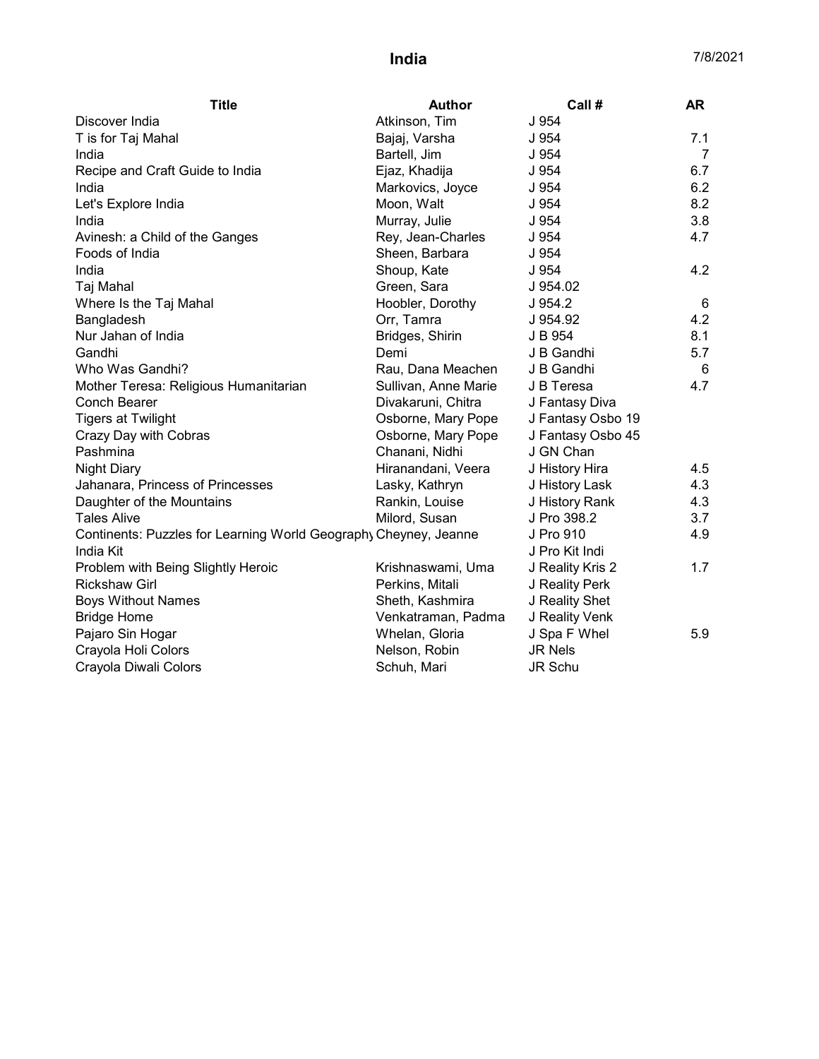# India

7/8/2021

| Title | Author | Call # | AR |
|---|---|---|---|
| Discover India | Atkinson, Tim | J 954 | |
| T is for Taj Mahal | Bajaj, Varsha | J 954 | 7.1 |
| India | Bartell, Jim | J 954 | 7 |
| Recipe and Craft Guide to India | Ejaz, Khadija | J 954 | 6.7 |
| India | Markovics, Joyce | J 954 | 6.2 |
| Let's Explore India | Moon, Walt | J 954 | 8.2 |
| India | Murray, Julie | J 954 | 3.8 |
| Avinesh: a Child of the Ganges | Rey, Jean-Charles | J 954 | 4.7 |
| Foods of India | Sheen, Barbara | J 954 | |
| India | Shoup, Kate | J 954 | 4.2 |
| Taj Mahal | Green, Sara | J 954.02 | |
| Where Is the Taj Mahal | Hoobler, Dorothy | J 954.2 | 6 |
| Bangladesh | Orr, Tamra | J 954.92 | 4.2 |
| Nur Jahan of India | Bridges, Shirin | J B 954 | 8.1 |
| Gandhi | Demi | J B Gandhi | 5.7 |
| Who Was Gandhi? | Rau, Dana Meachen | J B Gandhi | 6 |
| Mother Teresa: Religious Humanitarian | Sullivan, Anne Marie | J B Teresa | 4.7 |
| Conch Bearer | Divakaruni, Chitra | J Fantasy Diva | |
| Tigers at Twilight | Osborne, Mary Pope | J Fantasy Osbo 19 | |
| Crazy Day with Cobras | Osborne, Mary Pope | J Fantasy Osbo 45 | |
| Pashmina | Chanani, Nidhi | J GN Chan | |
| Night Diary | Hiranandani, Veera | J History Hira | 4.5 |
| Jahanara, Princess of Princesses | Lasky, Kathryn | J History Lask | 4.3 |
| Daughter of the Mountains | Rankin, Louise | J History Rank | 4.3 |
| Tales Alive | Milord, Susan | J Pro 398.2 | 3.7 |
| Continents: Puzzles for Learning World Geography | Cheyney, Jeanne | J Pro 910 | 4.9 |
| India Kit | | J Pro Kit Indi | |
| Problem with Being Slightly Heroic | Krishnaswami, Uma | J Reality Kris 2 | 1.7 |
| Rickshaw Girl | Perkins, Mitali | J Reality Perk | |
| Boys Without Names | Sheth, Kashmira | J Reality Shet | |
| Bridge Home | Venkatraman, Padma | J Reality Venk | |
| Pajaro Sin Hogar | Whelan, Gloria | J Spa F Whel | 5.9 |
| Crayola Holi Colors | Nelson, Robin | JR Nels | |
| Crayola Diwali Colors | Schuh, Mari | JR Schu | |